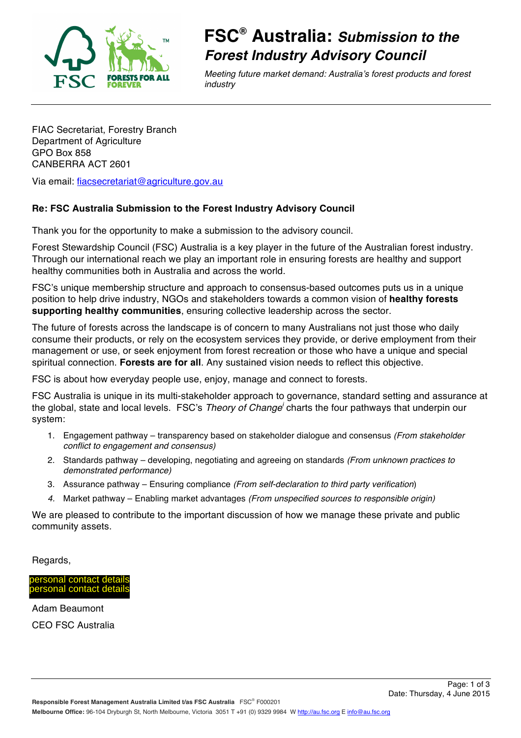# FSC® Australia: *Submission to the Forest Industry Advisory Council*

*Meeting future market demand: Australia's forest products and forest industry*

FIAC Secretariat, Forestry Branch
Department of Agriculture
GPO Box 858
CANBERRA ACT 2601

Via email: fiacsecretariat@agriculture.gov.au

**Re: FSC Australia Submission to the Forest Industry Advisory Council**

Thank you for the opportunity to make a submission to the advisory council.

Forest Stewardship Council (FSC) Australia is a key player in the future of the Australian forest industry. Through our international reach we play an important role in ensuring forests are healthy and support healthy communities both in Australia and across the world.

FSC's unique membership structure and approach to consensus-based outcomes puts us in a unique position to help drive industry, NGOs and stakeholders towards a common vision of **healthy forests supporting healthy communities**, ensuring collective leadership across the sector.

The future of forests across the landscape is of concern to many Australians not just those who daily consume their products, or rely on the ecosystem services they provide, or derive employment from their management or use, or seek enjoyment from forest recreation or those who have a unique and special spiritual connection. **Forests are for all**. Any sustained vision needs to reflect this objective.

FSC is about how everyday people use, enjoy, manage and connect to forests.

FSC Australia is unique in its multi-stakeholder approach to governance, standard setting and assurance at the global, state and local levels. FSC's *Theory of Change*[i] charts the four pathways that underpin our system:

1. Engagement pathway – transparency based on stakeholder dialogue and consensus *(From stakeholder conflict to engagement and consensus)*
2. Standards pathway – developing, negotiating and agreeing on standards *(From unknown practices to demonstrated performance)*
3. Assurance pathway – Ensuring compliance *(From self-declaration to third party verification)*
4. Market pathway – Enabling market advantages *(From unspecified sources to responsible origin)*

We are pleased to contribute to the important discussion of how we manage these private and public community assets.

Regards,

personal contact details
personal contact details

Adam Beaumont

CEO FSC Australia

Date: Thursday, 4 June 2015

**Responsible Forest Management Australia Limited t/as FSC Australia** FSC® F000201
**Melbourne Office:** 96-104 Dryburgh St, North Melbourne, Victoria 3051 T +91 (0) 9329 9984 W http://au.fsc.org E info@au.fsc.org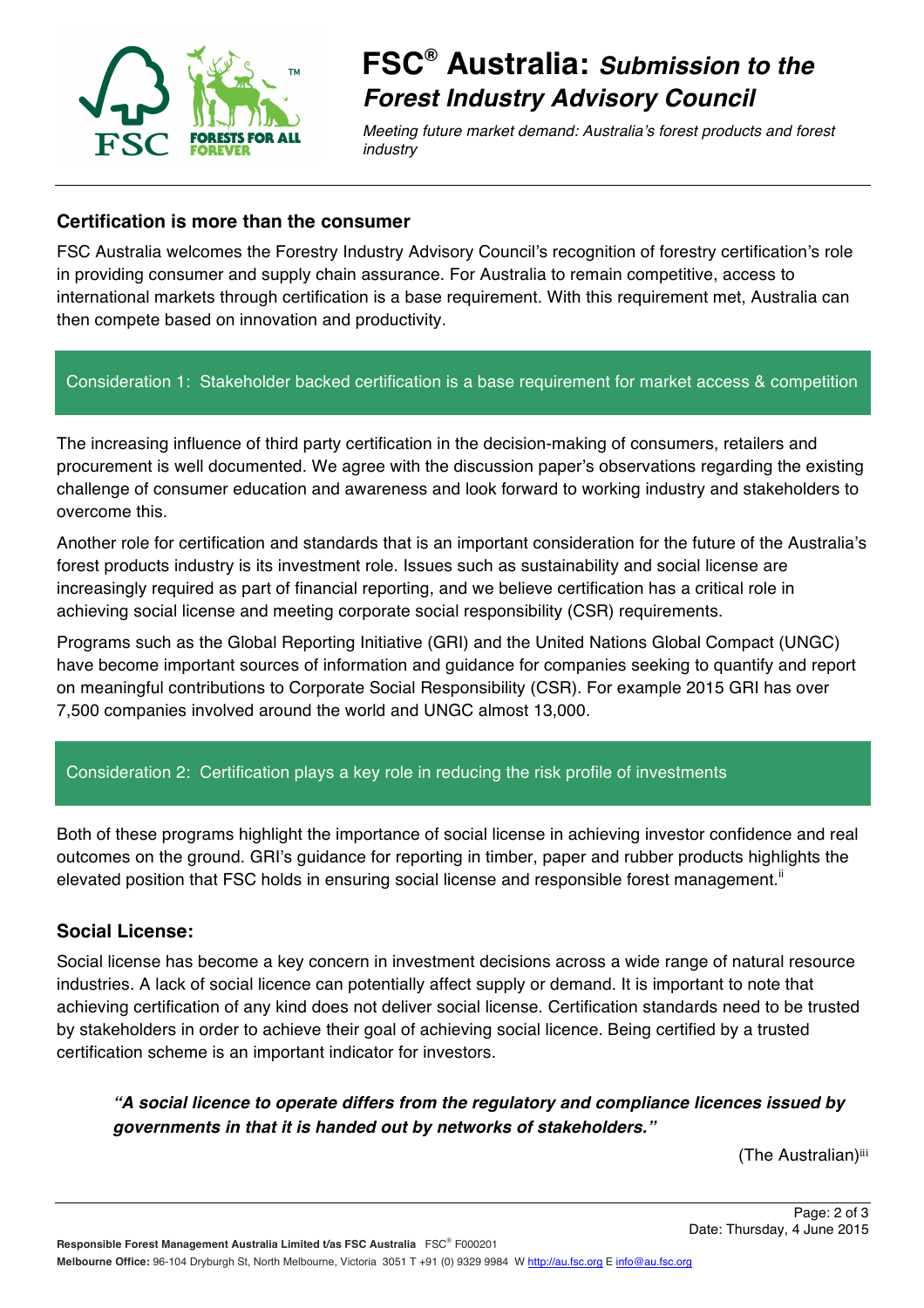# FSC® Australia: *Submission to the Forest Industry Advisory Council*

*Meeting future market demand: Australia's forest products and forest industry*

## Certification is more than the consumer

FSC Australia welcomes the Forestry Industry Advisory Council's recognition of forestry certification's role in providing consumer and supply chain assurance. For Australia to remain competitive, access to international markets through certification is a base requirement. With this requirement met, Australia can then compete based on innovation and productivity.

> Consideration 1: Stakeholder backed certification is a base requirement for market access & competition

The increasing influence of third party certification in the decision-making of consumers, retailers and procurement is well documented. We agree with the discussion paper's observations regarding the existing challenge of consumer education and awareness and look forward to working industry and stakeholders to overcome this.

Another role for certification and standards that is an important consideration for the future of the Australia's forest products industry is its investment role. Issues such as sustainability and social license are increasingly required as part of financial reporting, and we believe certification has a critical role in achieving social license and meeting corporate social responsibility (CSR) requirements.

Programs such as the Global Reporting Initiative (GRI) and the United Nations Global Compact (UNGC) have become important sources of information and guidance for companies seeking to quantify and report on meaningful contributions to Corporate Social Responsibility (CSR). For example 2015 GRI has over 7,500 companies involved around the world and UNGC almost 13,000.

> Consideration 2: Certification plays a key role in reducing the risk profile of investments

Both of these programs highlight the importance of social license in achieving investor confidence and real outcomes on the ground. GRI's guidance for reporting in timber, paper and rubber products highlights the elevated position that FSC holds in ensuring social license and responsible forest management.[ii]

## Social License:

Social license has become a key concern in investment decisions across a wide range of natural resource industries. A lack of social licence can potentially affect supply or demand. It is important to note that achieving certification of any kind does not deliver social license. Certification standards need to be trusted by stakeholders in order to achieve their goal of achieving social licence. Being certified by a trusted certification scheme is an important indicator for investors.

> ***"A social licence to operate differs from the regulatory and compliance licences issued by governments in that it is handed out by networks of stakeholders."***

(The Australian)[iii]

Date: Thursday, 4 June 2015

**Responsible Forest Management Australia Limited t/as FSC Australia** FSC® F000201
**Melbourne Office:** 96-104 Dryburgh St, North Melbourne, Victoria 3051 T +91 (0) 9329 9984 W http://au.fsc.org E info@au.fsc.org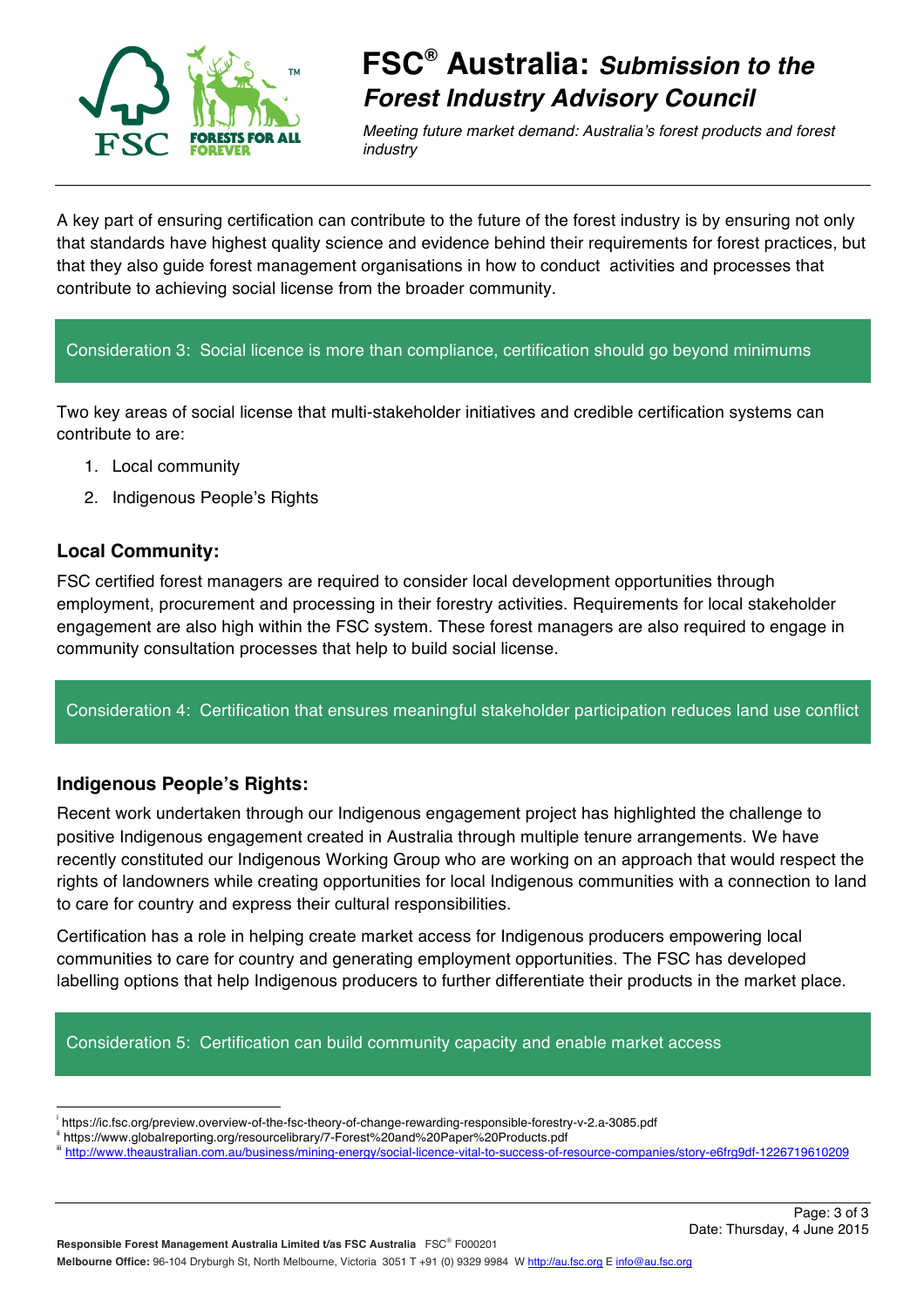# FSC® Australia: *Submission to the Forest Industry Advisory Council*

*Meeting future market demand: Australia's forest products and forest industry*

A key part of ensuring certification can contribute to the future of the forest industry is by ensuring not only that standards have highest quality science and evidence behind their requirements for forest practices, but that they also guide forest management organisations in how to conduct activities and processes that contribute to achieving social license from the broader community.

> Consideration 3: Social licence is more than compliance, certification should go beyond minimums

Two key areas of social license that multi-stakeholder initiatives and credible certification systems can contribute to are:

1. Local community
2. Indigenous People's Rights

### Local Community:

FSC certified forest managers are required to consider local development opportunities through employment, procurement and processing in their forestry activities. Requirements for local stakeholder engagement are also high within the FSC system. These forest managers are also required to engage in community consultation processes that help to build social license.

> Consideration 4: Certification that ensures meaningful stakeholder participation reduces land use conflict

### Indigenous People's Rights:

Recent work undertaken through our Indigenous engagement project has highlighted the challenge to positive Indigenous engagement created in Australia through multiple tenure arrangements. We have recently constituted our Indigenous Working Group who are working on an approach that would respect the rights of landowners while creating opportunities for local Indigenous communities with a connection to land to care for country and express their cultural responsibilities.

Certification has a role in helping create market access for Indigenous producers empowering local communities to care for country and generating employment opportunities. The FSC has developed labelling options that help Indigenous producers to further differentiate their products in the market place.

> Consideration 5: Certification can build community capacity and enable market access

---

[i] https://ic.fsc.org/preview.overview-of-the-fsc-theory-of-change-rewarding-responsible-forestry-v-2.a-3085.pdf

[ii] https://www.globalreporting.org/resourcelibrary/7-Forest%20and%20Paper%20Products.pdf

[iii] http://www.theaustralian.com.au/business/mining-energy/social-licence-vital-to-success-of-resource-companies/story-e6frg9df-1226719610209

Date: Thursday, 4 June 2015

**Responsible Forest Management Australia Limited t/as FSC Australia** FSC® F000201

**Melbourne Office:** 96-104 Dryburgh St, North Melbourne, Victoria 3051 T +91 (0) 9329 9984 W http://au.fsc.org E info@au.fsc.org